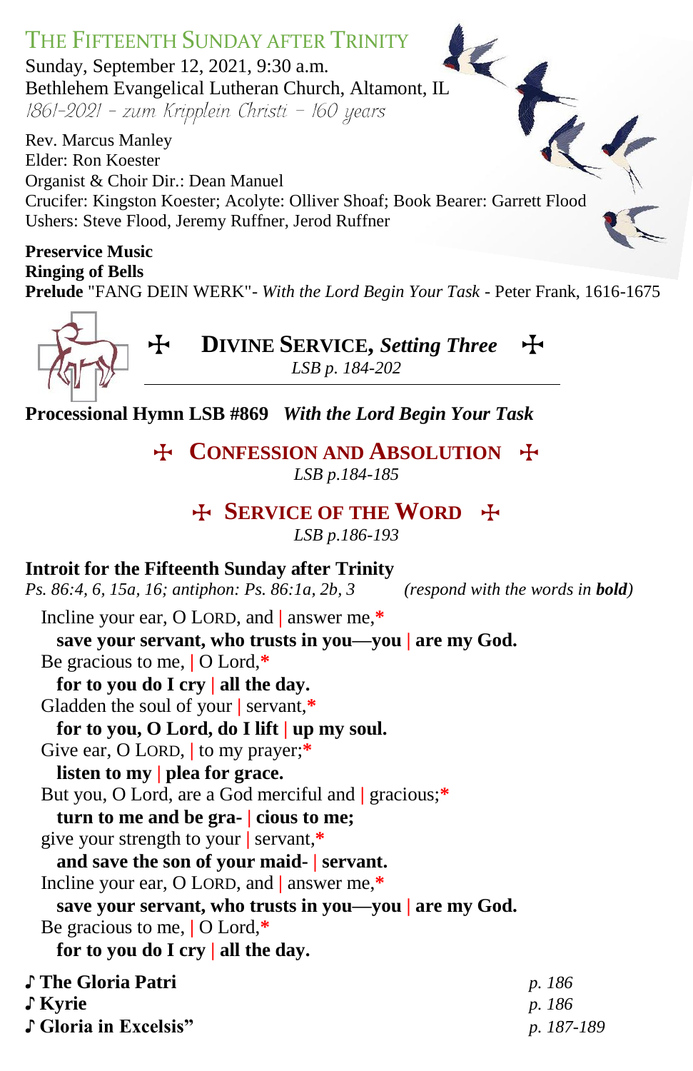# THE FIFTEENTH SUNDAY AFTER TRINITY

Sunday, September 12, 2021, 9:30 a.m.
Bethlehem Evangelical Lutheran Church, Altamont, IL
*1861-2021 – zum Kripplein Christi – 160 years*

Rev. Marcus Manley
Elder: Ron Koester
Organist & Choir Dir.: Dean Manuel
Crucifer: Kingston Koester; Acolyte: Olliver Shoaf; Book Bearer: Garrett Flood
Ushers: Steve Flood, Jeremy Ruffner, Jerod Ruffner

**Preservice Music**
**Ringing of Bells**
**Prelude** "FANG DEIN WERK"- *With the Lord Begin Your Task* - Peter Frank, 1616-1675

## ☩ DIVINE SERVICE, *Setting Three* ☩

*LSB p. 184-202*

**Processional Hymn LSB #869** ***With the Lord Begin Your Task***

## ☩ CONFESSION AND ABSOLUTION ☩

*LSB p.184-185*

## ☩ SERVICE OF THE WORD ☩

*LSB p.186-193*

**Introit for the Fifteenth Sunday after Trinity**
*Ps. 86:4, 6, 15a, 16; antiphon: Ps. 86:1a, 2b, 3* *(respond with the words in **bold**)*

Incline your ear, O LORD, and | answer me,*
**save your servant, who trusts in you—you | are my God.**
Be gracious to me, | O Lord,*
**for to you do I cry | all the day.**
Gladden the soul of your | servant,*
**for to you, O Lord, do I lift | up my soul.**
Give ear, O LORD, | to my prayer;*
**listen to my | plea for grace.**
But you, O Lord, are a God merciful and | gracious;*
**turn to me and be gra- | cious to me;**
give your strength to your | servant,*
**and save the son of your maid- | servant.**
Incline your ear, O LORD, and | answer me,*
**save your servant, who trusts in you—you | are my God.**
Be gracious to me, | O Lord,*
**for to you do I cry | all the day.**

♪ **The Gloria Patri** *p. 186*
♪ **Kyrie** *p. 186*
♪ **Gloria in Excelsis"** *p. 187-189*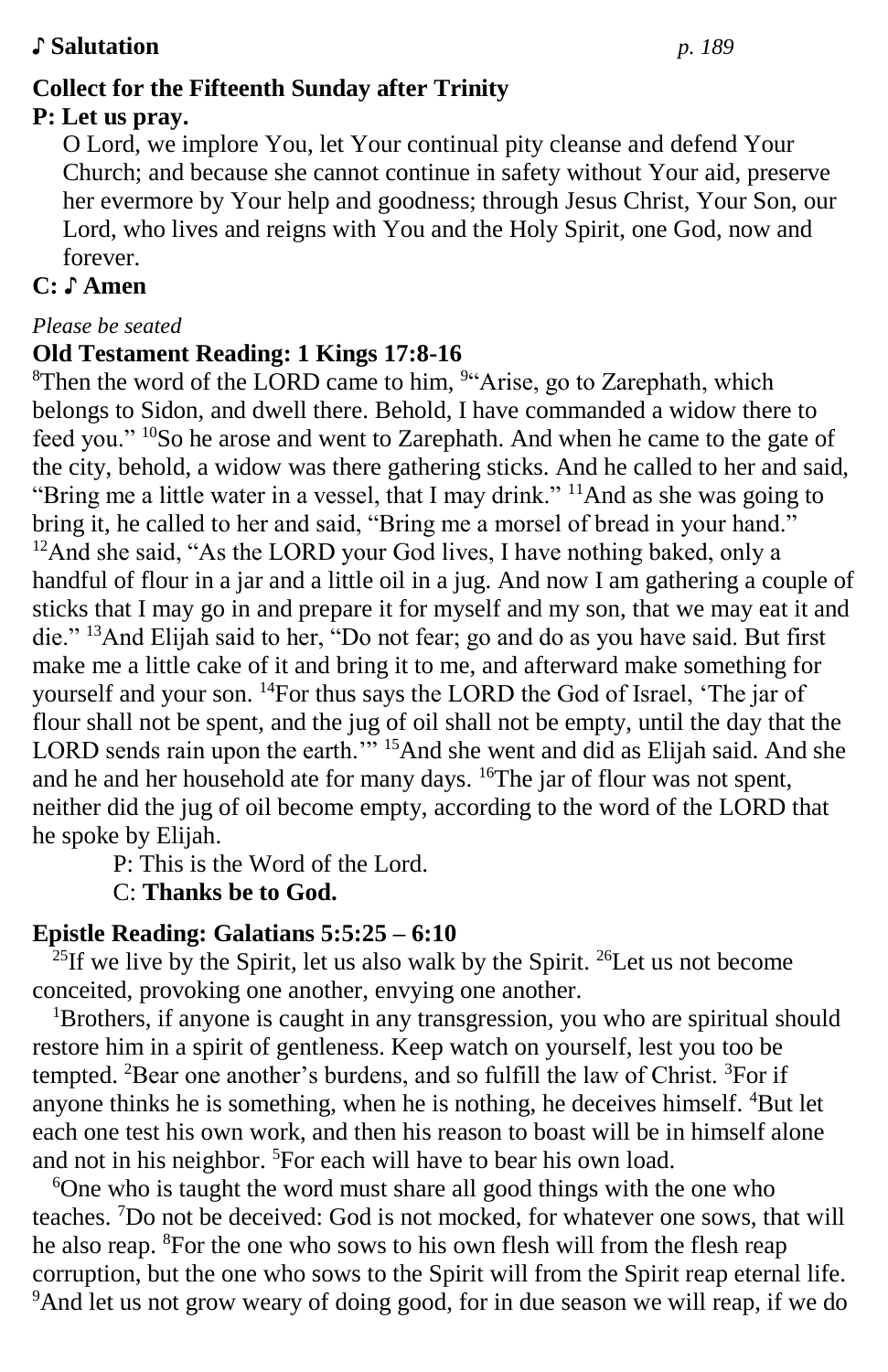**♪ Salutation** *p. 189*

**Collect for the Fifteenth Sunday after Trinity**

**P: Let us pray.**

O Lord, we implore You, let Your continual pity cleanse and defend Your Church; and because she cannot continue in safety without Your aid, preserve her evermore by Your help and goodness; through Jesus Christ, Your Son, our Lord, who lives and reigns with You and the Holy Spirit, one God, now and forever.

**C: ♪ Amen**

*Please be seated*

**Old Testament Reading: 1 Kings 17:8-16**

[8]Then the word of the LORD came to him, [9]"Arise, go to Zarephath, which belongs to Sidon, and dwell there. Behold, I have commanded a widow there to feed you." [10]So he arose and went to Zarephath. And when he came to the gate of the city, behold, a widow was there gathering sticks. And he called to her and said, "Bring me a little water in a vessel, that I may drink." [11]And as she was going to bring it, he called to her and said, "Bring me a morsel of bread in your hand." [12]And she said, "As the LORD your God lives, I have nothing baked, only a handful of flour in a jar and a little oil in a jug. And now I am gathering a couple of sticks that I may go in and prepare it for myself and my son, that we may eat it and die." [13]And Elijah said to her, "Do not fear; go and do as you have said. But first make me a little cake of it and bring it to me, and afterward make something for yourself and your son. [14]For thus says the LORD the God of Israel, 'The jar of flour shall not be spent, and the jug of oil shall not be empty, until the day that the LORD sends rain upon the earth.'" [15]And she went and did as Elijah said. And she and he and her household ate for many days. [16]The jar of flour was not spent, neither did the jug of oil become empty, according to the word of the LORD that he spoke by Elijah.

P: This is the Word of the Lord.
C: **Thanks be to God.**

**Epistle Reading: Galatians 5:5:25 – 6:10**

[25]If we live by the Spirit, let us also walk by the Spirit. [26]Let us not become conceited, provoking one another, envying one another.

[1]Brothers, if anyone is caught in any transgression, you who are spiritual should restore him in a spirit of gentleness. Keep watch on yourself, lest you too be tempted. [2]Bear one another's burdens, and so fulfill the law of Christ. [3]For if anyone thinks he is something, when he is nothing, he deceives himself. [4]But let each one test his own work, and then his reason to boast will be in himself alone and not in his neighbor. [5]For each will have to bear his own load.

[6]One who is taught the word must share all good things with the one who teaches. [7]Do not be deceived: God is not mocked, for whatever one sows, that will he also reap. [8]For the one who sows to his own flesh will from the flesh reap corruption, but the one who sows to the Spirit will from the Spirit reap eternal life. [9]And let us not grow weary of doing good, for in due season we will reap, if we do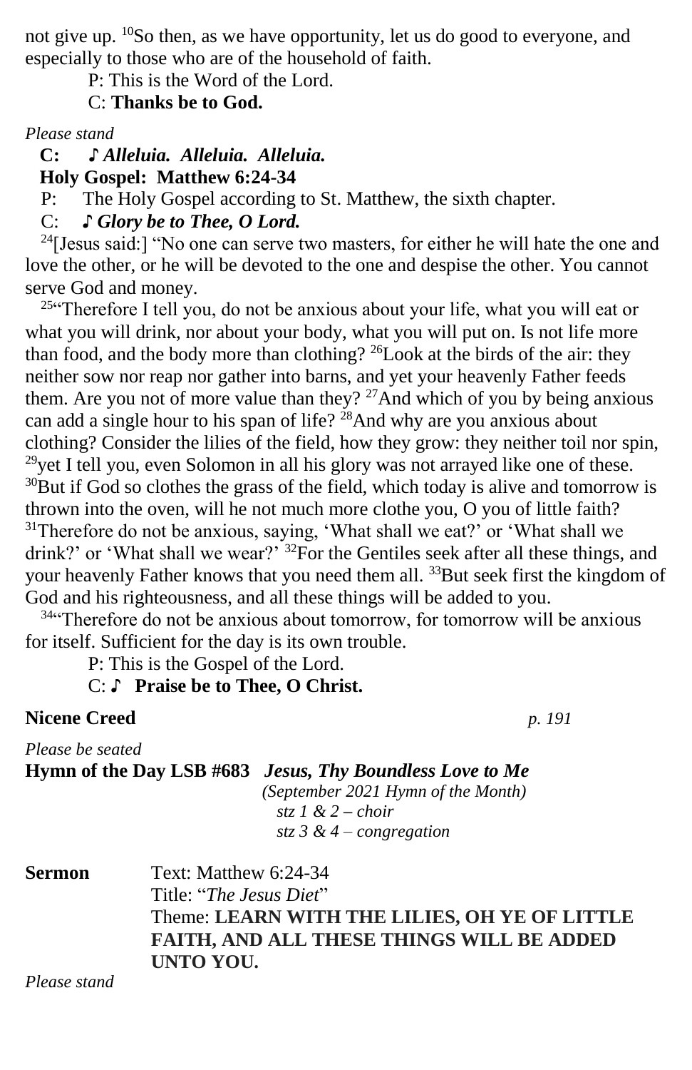not give up. [10]So then, as we have opportunity, let us do good to everyone, and especially to those who are of the household of faith.

P: This is the Word of the Lord.

C: **Thanks be to God.**

*Please stand*

**C: ♪ *Alleluia. Alleluia. Alleluia.***

**Holy Gospel: Matthew 6:24-34**

P: The Holy Gospel according to St. Matthew, the sixth chapter.

C: ***♪ Glory be to Thee, O Lord.***

[24][Jesus said:] "No one can serve two masters, for either he will hate the one and love the other, or he will be devoted to the one and despise the other. You cannot serve God and money.

[25]"Therefore I tell you, do not be anxious about your life, what you will eat or what you will drink, nor about your body, what you will put on. Is not life more than food, and the body more than clothing? [26]Look at the birds of the air: they neither sow nor reap nor gather into barns, and yet your heavenly Father feeds them. Are you not of more value than they? [27]And which of you by being anxious can add a single hour to his span of life? [28]And why are you anxious about clothing? Consider the lilies of the field, how they grow: they neither toil nor spin, [29]yet I tell you, even Solomon in all his glory was not arrayed like one of these. [30]But if God so clothes the grass of the field, which today is alive and tomorrow is thrown into the oven, will he not much more clothe you, O you of little faith? [31]Therefore do not be anxious, saying, 'What shall we eat?' or 'What shall we drink?' or 'What shall we wear?' [32]For the Gentiles seek after all these things, and your heavenly Father knows that you need them all. [33]But seek first the kingdom of God and his righteousness, and all these things will be added to you.

[34]"Therefore do not be anxious about tomorrow, for tomorrow will be anxious for itself. Sufficient for the day is its own trouble.

P: This is the Gospel of the Lord.

C: **♪ Praise be to Thee, O Christ.**

**Nicene Creed** *p. 191*

*Please be seated*

**Hymn of the Day LSB #683** ***Jesus, Thy Boundless Love to Me***

*(September 2021 Hymn of the Month)*

*stz 1 & 2 – choir*

*stz 3 & 4 – congregation*

**Sermon** Text: Matthew 6:24-34

Title: "*The Jesus Diet*"

Theme: **LEARN WITH THE LILIES, OH YE OF LITTLE FAITH, AND ALL THESE THINGS WILL BE ADDED UNTO YOU.**

*Please stand*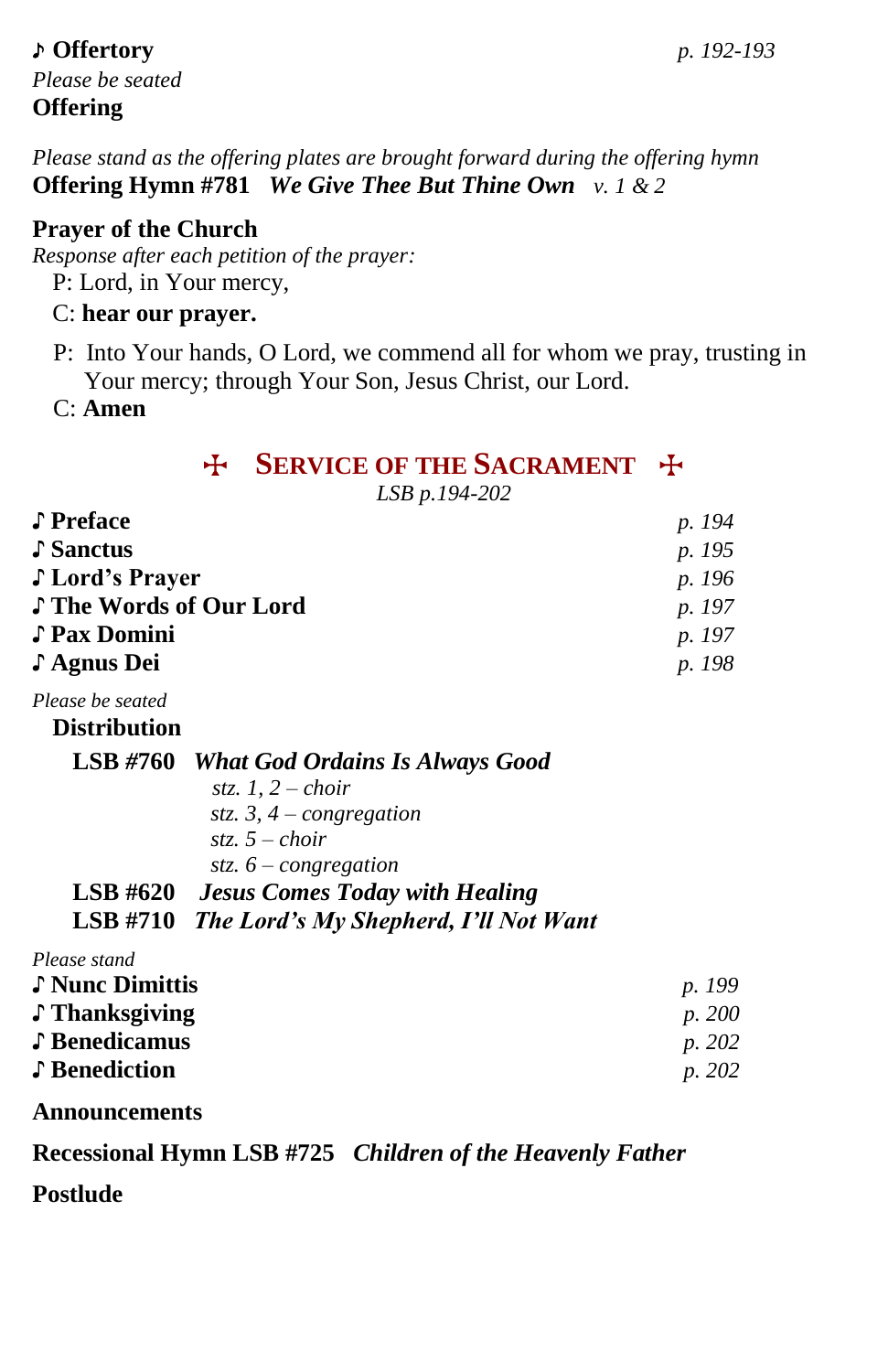**♪ Offertory** *p. 192-193*

*Please be seated*

**Offering**

*Please stand as the offering plates are brought forward during the offering hymn*

**Offering Hymn #781** ***We Give Thee But Thine Own*** *v. 1 & 2*

**Prayer of the Church**

*Response after each petition of the prayer:*

P: Lord, in Your mercy,

C: **hear our prayer.**

P: Into Your hands, O Lord, we commend all for whom we pray, trusting in Your mercy; through Your Son, Jesus Christ, our Lord.

C: **Amen**

## ☩ SERVICE OF THE SACRAMENT ☩

*LSB p.194-202*

**♪ Preface** *p. 194*

**♪ Sanctus** *p. 195*

**♪ Lord's Prayer** *p. 196*

**♪ The Words of Our Lord** *p. 197*

**♪ Pax Domini** *p. 197*

**♪ Agnus Dei** *p. 198*

*Please be seated*

**Distribution**

**LSB #760** ***What God Ordains Is Always Good***

*stz. 1, 2 – choir*

*stz. 3, 4 – congregation*

*stz. 5 – choir*

*stz. 6 – congregation*

**LSB #620** ***Jesus Comes Today with Healing***

**LSB #710** ***The Lord's My Shepherd, I'll Not Want***

*Please stand*

**♪ Nunc Dimittis** *p. 199*

**♪ Thanksgiving** *p. 200*

**♪ Benedicamus** *p. 202*

**♪ Benediction** *p. 202*

**Announcements**

**Recessional Hymn LSB #725** ***Children of the Heavenly Father***

**Postlude**